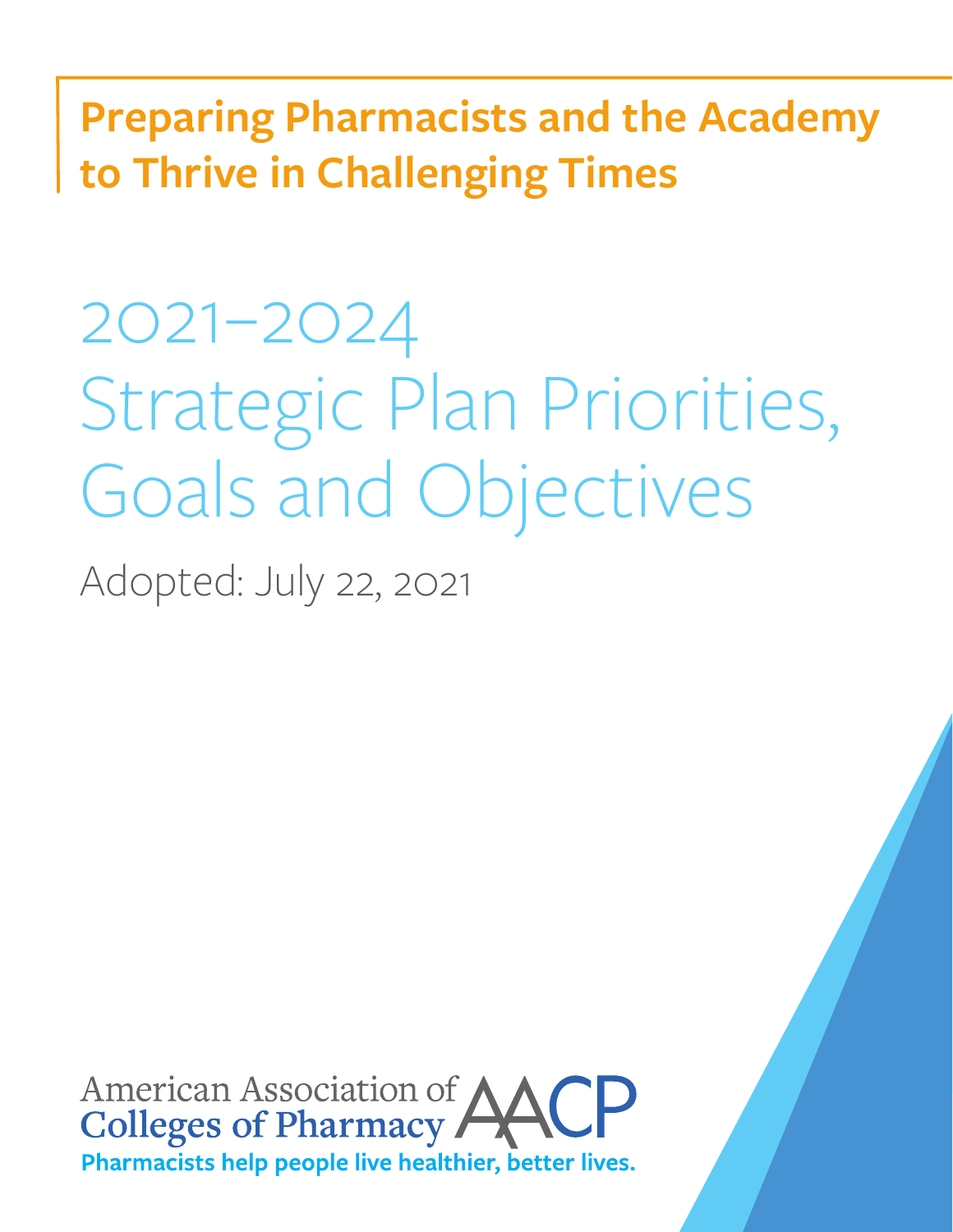## Preparing Pharmacists and the Academy to Thrive in Challenging Times

# 2021–2024 Strategic Plan Priorities, Goals and Objectives

Adopted: July 22, 2021

American Association of Colleges of Pharmacy AACP

**Pharmacists help people live healthier, better lives.**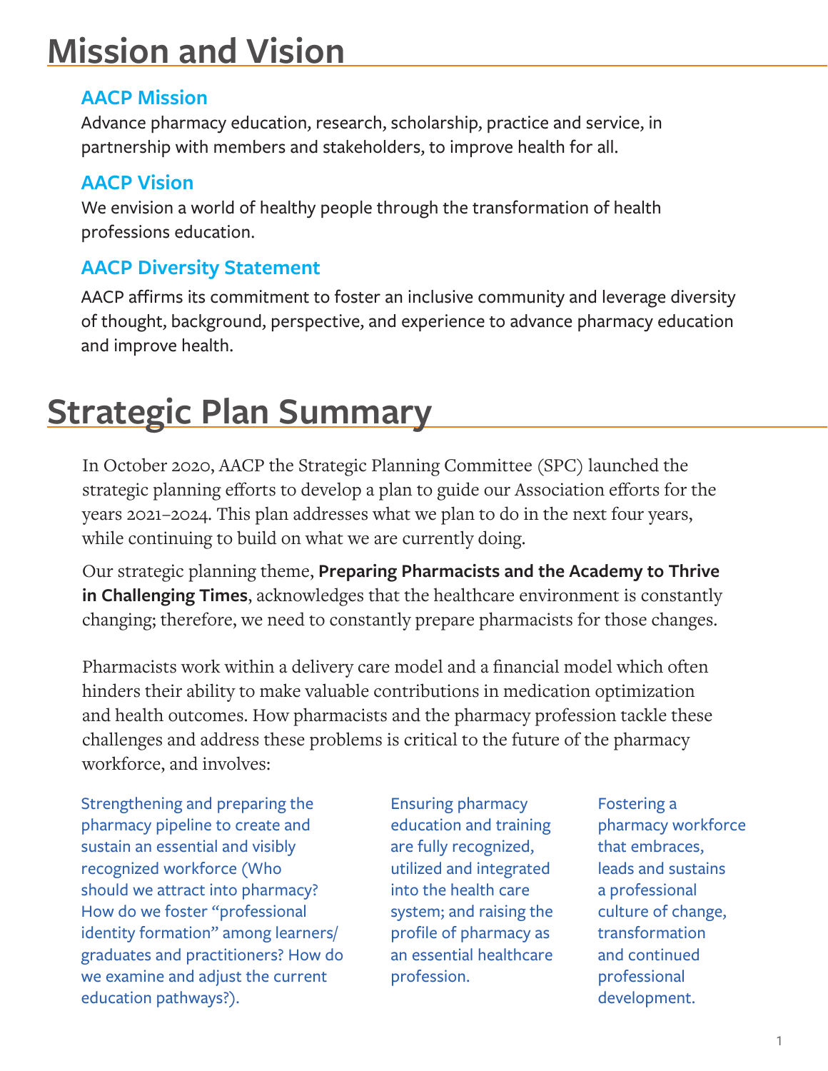# Mission and Vision

## AACP Mission

Advance pharmacy education, research, scholarship, practice and service, in partnership with members and stakeholders, to improve health for all.

## AACP Vision

We envision a world of healthy people through the transformation of health professions education.

## AACP Diversity Statement

AACP affirms its commitment to foster an inclusive community and leverage diversity of thought, background, perspective, and experience to advance pharmacy education and improve health.

# Strategic Plan Summary

In October 2020, AACP the Strategic Planning Committee (SPC) launched the strategic planning efforts to develop a plan to guide our Association efforts for the years 2021–2024. This plan addresses what we plan to do in the next four years, while continuing to build on what we are currently doing.

Our strategic planning theme, **Preparing Pharmacists and the Academy to Thrive in Challenging Times**, acknowledges that the healthcare environment is constantly changing; therefore, we need to constantly prepare pharmacists for those changes.

Pharmacists work within a delivery care model and a financial model which often hinders their ability to make valuable contributions in medication optimization and health outcomes. How pharmacists and the pharmacy profession tackle these challenges and address these problems is critical to the future of the pharmacy workforce, and involves:

- Strengthening and preparing the pharmacy pipeline to create and sustain an essential and visibly recognized workforce (Who should we attract into pharmacy? How do we foster "professional identity formation" among learners/graduates and practitioners? How do we examine and adjust the current education pathways?).
- Ensuring pharmacy education and training are fully recognized, utilized and integrated into the health care system; and raising the profile of pharmacy as an essential healthcare profession.
- Fostering a pharmacy workforce that embraces, leads and sustains a professional culture of change, transformation and continued professional development.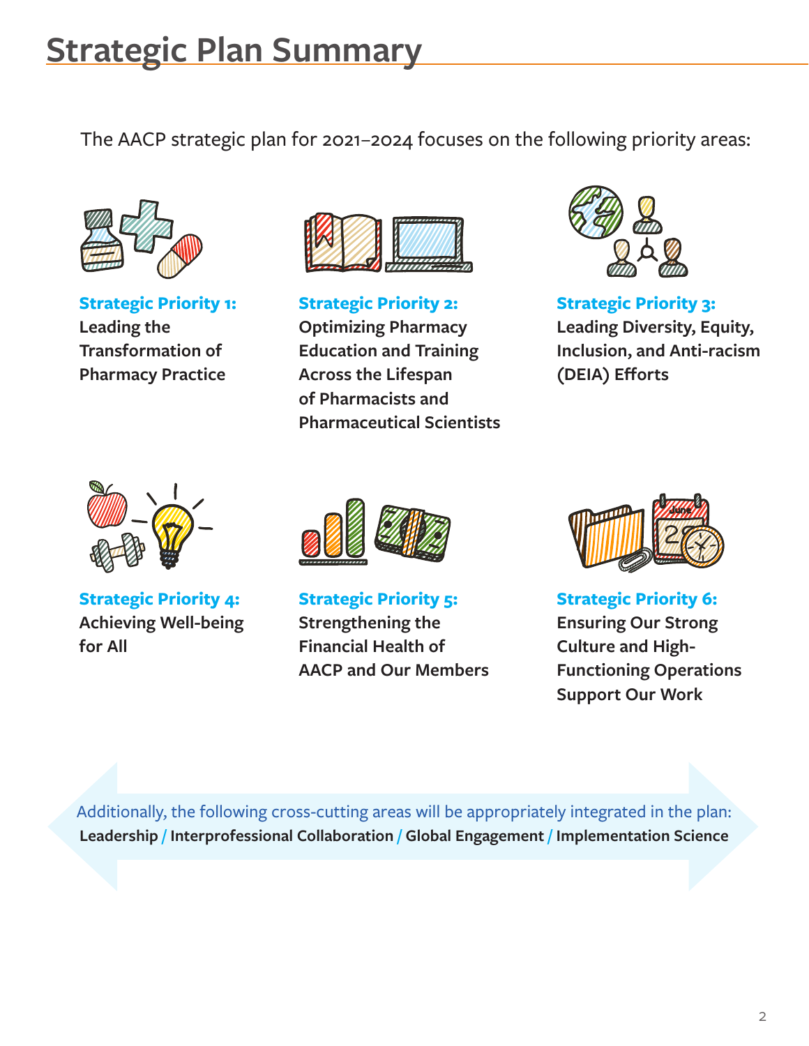# Strategic Plan Summary

The AACP strategic plan for 2021–2024 focuses on the following priority areas:

**Strategic Priority 1:**
**Leading the Transformation of Pharmacy Practice**

**Strategic Priority 2:**
**Optimizing Pharmacy Education and Training Across the Lifespan of Pharmacists and Pharmaceutical Scientists**

**Strategic Priority 3:**
**Leading Diversity, Equity, Inclusion, and Anti-racism (DEIA) Efforts**

**Strategic Priority 4:**
**Achieving Well-being for All**

**Strategic Priority 5:**
**Strengthening the Financial Health of AACP and Our Members**

**Strategic Priority 6:**
**Ensuring Our Strong Culture and High-Functioning Operations Support Our Work**

Additionally, the following cross-cutting areas will be appropriately integrated in the plan:
**Leadership / Interprofessional Collaboration / Global Engagement / Implementation Science**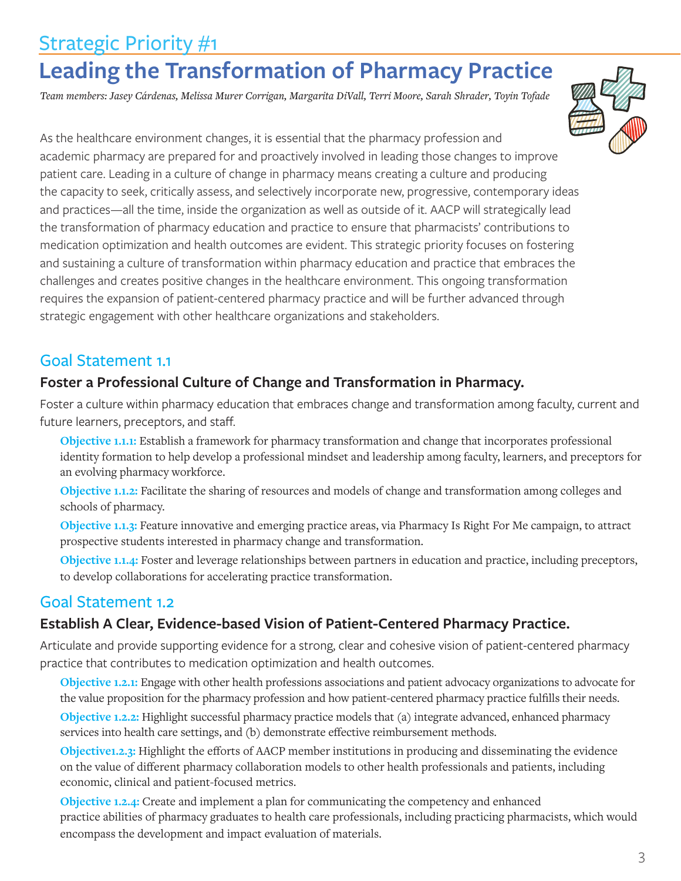## Strategic Priority #1

# Leading the Transformation of Pharmacy Practice

*Team members: Jasey Cárdenas, Melissa Murer Corrigan, Margarita DiVall, Terri Moore, Sarah Shrader, Toyin Tofade*

As the healthcare environment changes, it is essential that the pharmacy profession and academic pharmacy are prepared for and proactively involved in leading those changes to improve patient care. Leading in a culture of change in pharmacy means creating a culture and producing the capacity to seek, critically assess, and selectively incorporate new, progressive, contemporary ideas and practices—all the time, inside the organization as well as outside of it. AACP will strategically lead the transformation of pharmacy education and practice to ensure that pharmacists' contributions to medication optimization and health outcomes are evident. This strategic priority focuses on fostering and sustaining a culture of transformation within pharmacy education and practice that embraces the challenges and creates positive changes in the healthcare environment. This ongoing transformation requires the expansion of patient-centered pharmacy practice and will be further advanced through strategic engagement with other healthcare organizations and stakeholders.

## Goal Statement 1.1

### Foster a Professional Culture of Change and Transformation in Pharmacy.

Foster a culture within pharmacy education that embraces change and transformation among faculty, current and future learners, preceptors, and staff.

**Objective 1.1.1:** Establish a framework for pharmacy transformation and change that incorporates professional identity formation to help develop a professional mindset and leadership among faculty, learners, and preceptors for an evolving pharmacy workforce.

**Objective 1.1.2:** Facilitate the sharing of resources and models of change and transformation among colleges and schools of pharmacy.

**Objective 1.1.3:** Feature innovative and emerging practice areas, via Pharmacy Is Right For Me campaign, to attract prospective students interested in pharmacy change and transformation.

**Objective 1.1.4:** Foster and leverage relationships between partners in education and practice, including preceptors, to develop collaborations for accelerating practice transformation.

## Goal Statement 1.2

### Establish A Clear, Evidence-based Vision of Patient-Centered Pharmacy Practice.

Articulate and provide supporting evidence for a strong, clear and cohesive vision of patient-centered pharmacy practice that contributes to medication optimization and health outcomes.

**Objective 1.2.1:** Engage with other health professions associations and patient advocacy organizations to advocate for the value proposition for the pharmacy profession and how patient-centered pharmacy practice fulfills their needs.

**Objective 1.2.2:** Highlight successful pharmacy practice models that (a) integrate advanced, enhanced pharmacy services into health care settings, and (b) demonstrate effective reimbursement methods.

**Objective1.2.3:** Highlight the efforts of AACP member institutions in producing and disseminating the evidence on the value of different pharmacy collaboration models to other health professionals and patients, including economic, clinical and patient-focused metrics.

**Objective 1.2.4:** Create and implement a plan for communicating the competency and enhanced practice abilities of pharmacy graduates to health care professionals, including practicing pharmacists, which would encompass the development and impact evaluation of materials.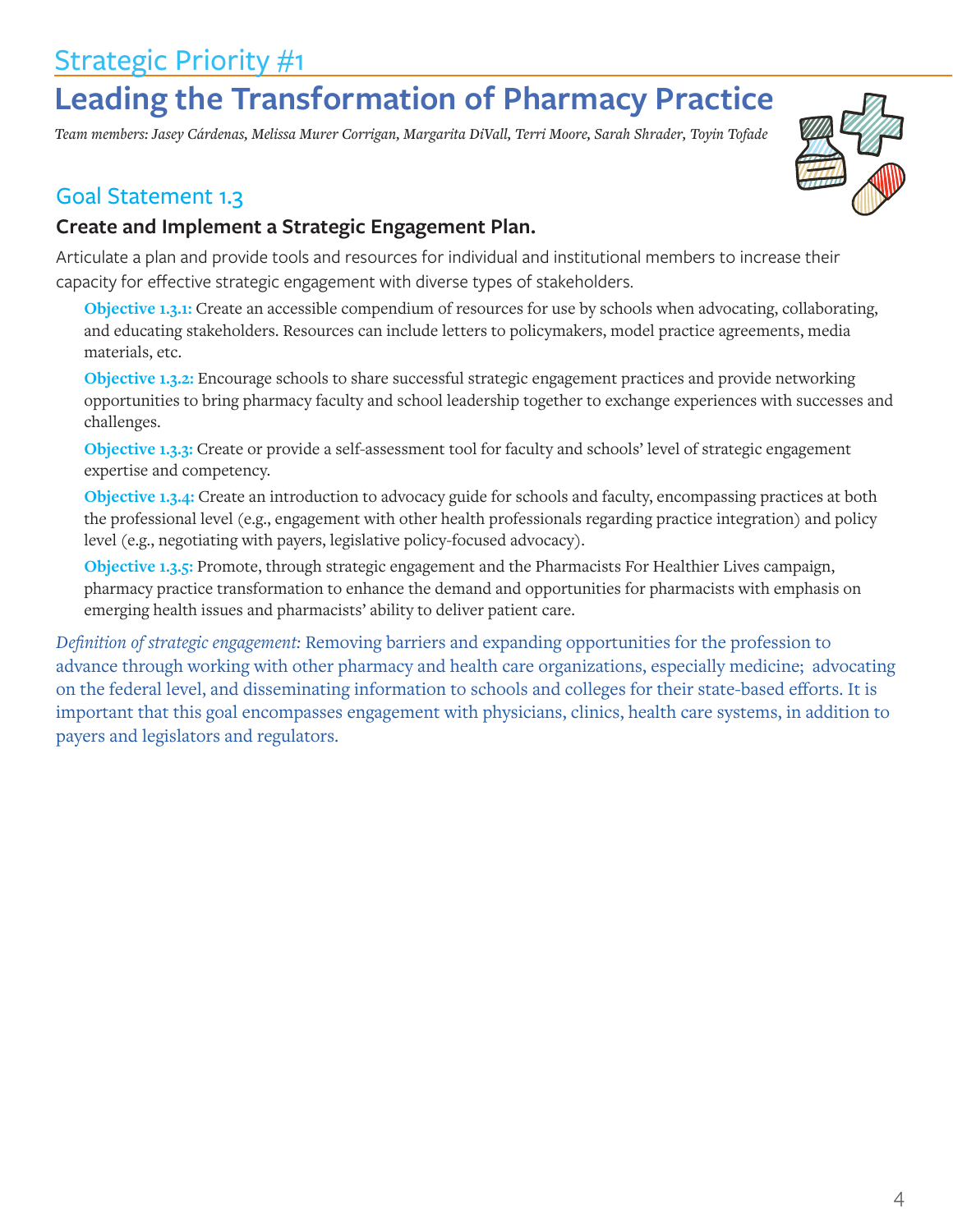## Strategic Priority #1

# Leading the Transformation of Pharmacy Practice

*Team members: Jasey Cárdenas, Melissa Murer Corrigan, Margarita DiVall, Terri Moore, Sarah Shrader, Toyin Tofade*

## Goal Statement 1.3

### Create and Implement a Strategic Engagement Plan.

Articulate a plan and provide tools and resources for individual and institutional members to increase their capacity for effective strategic engagement with diverse types of stakeholders.

**Objective 1.3.1:** Create an accessible compendium of resources for use by schools when advocating, collaborating, and educating stakeholders. Resources can include letters to policymakers, model practice agreements, media materials, etc.

**Objective 1.3.2:** Encourage schools to share successful strategic engagement practices and provide networking opportunities to bring pharmacy faculty and school leadership together to exchange experiences with successes and challenges.

**Objective 1.3.3:** Create or provide a self-assessment tool for faculty and schools' level of strategic engagement expertise and competency.

**Objective 1.3.4:** Create an introduction to advocacy guide for schools and faculty, encompassing practices at both the professional level (e.g., engagement with other health professionals regarding practice integration) and policy level (e.g., negotiating with payers, legislative policy-focused advocacy).

**Objective 1.3.5:** Promote, through strategic engagement and the Pharmacists For Healthier Lives campaign, pharmacy practice transformation to enhance the demand and opportunities for pharmacists with emphasis on emerging health issues and pharmacists' ability to deliver patient care.

*Definition of strategic engagement:* Removing barriers and expanding opportunities for the profession to advance through working with other pharmacy and health care organizations, especially medicine; advocating on the federal level, and disseminating information to schools and colleges for their state-based efforts. It is important that this goal encompasses engagement with physicians, clinics, health care systems, in addition to payers and legislators and regulators.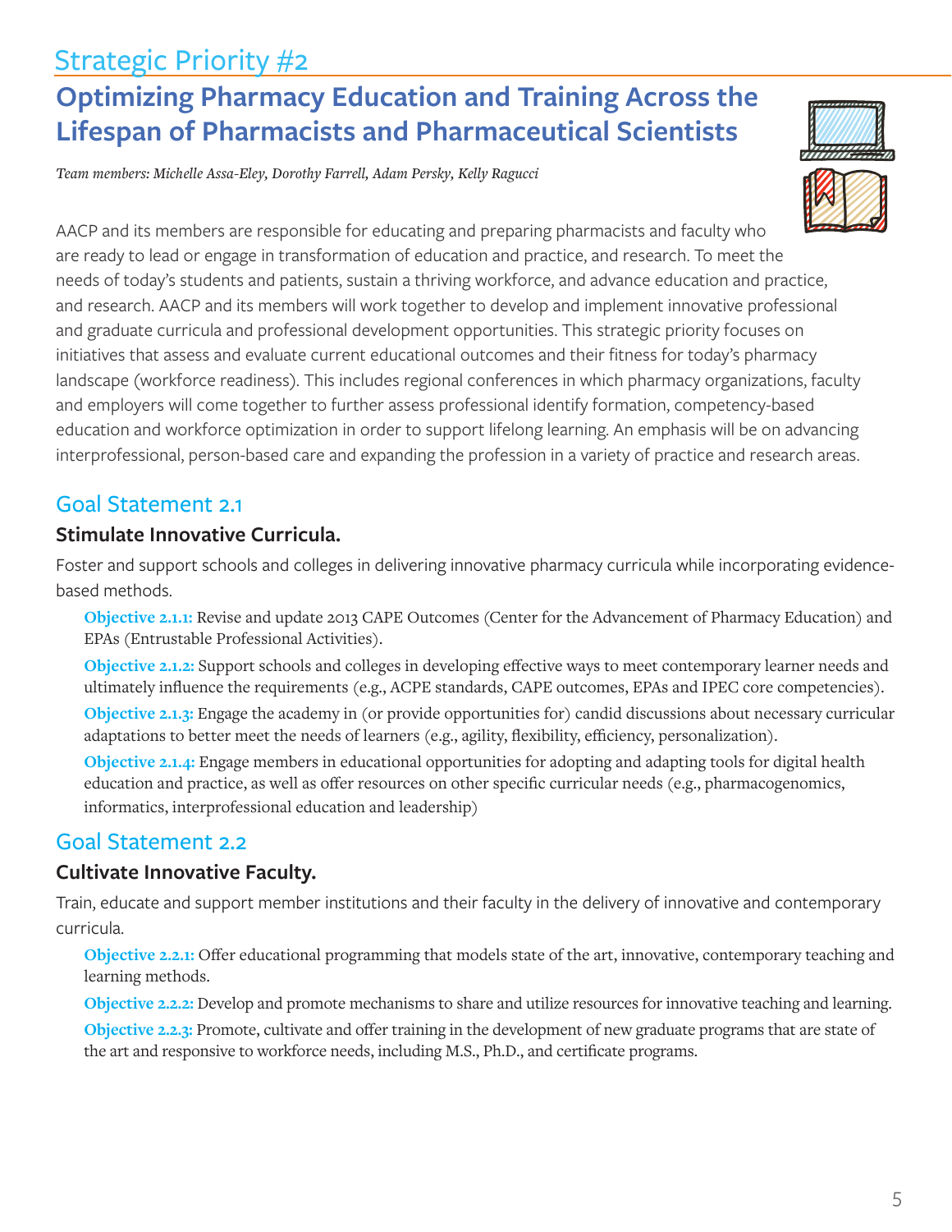# Strategic Priority #2

## Optimizing Pharmacy Education and Training Across the Lifespan of Pharmacists and Pharmaceutical Scientists

*Team members: Michelle Assa-Eley, Dorothy Farrell, Adam Persky, Kelly Ragucci*

AACP and its members are responsible for educating and preparing pharmacists and faculty who are ready to lead or engage in transformation of education and practice, and research. To meet the needs of today's students and patients, sustain a thriving workforce, and advance education and practice, and research. AACP and its members will work together to develop and implement innovative professional and graduate curricula and professional development opportunities. This strategic priority focuses on initiatives that assess and evaluate current educational outcomes and their fitness for today's pharmacy landscape (workforce readiness). This includes regional conferences in which pharmacy organizations, faculty and employers will come together to further assess professional identify formation, competency-based education and workforce optimization in order to support lifelong learning. An emphasis will be on advancing interprofessional, person-based care and expanding the profession in a variety of practice and research areas.

## Goal Statement 2.1

### Stimulate Innovative Curricula.

Foster and support schools and colleges in delivering innovative pharmacy curricula while incorporating evidence-based methods.

**Objective 2.1.1:** Revise and update 2013 CAPE Outcomes (Center for the Advancement of Pharmacy Education) and EPAs (Entrustable Professional Activities).

**Objective 2.1.2:** Support schools and colleges in developing effective ways to meet contemporary learner needs and ultimately influence the requirements (e.g., ACPE standards, CAPE outcomes, EPAs and IPEC core competencies).

**Objective 2.1.3:** Engage the academy in (or provide opportunities for) candid discussions about necessary curricular adaptations to better meet the needs of learners (e.g., agility, flexibility, efficiency, personalization).

**Objective 2.1.4:** Engage members in educational opportunities for adopting and adapting tools for digital health education and practice, as well as offer resources on other specific curricular needs (e.g., pharmacogenomics, informatics, interprofessional education and leadership)

## Goal Statement 2.2

### Cultivate Innovative Faculty.

Train, educate and support member institutions and their faculty in the delivery of innovative and contemporary curricula.

**Objective 2.2.1:** Offer educational programming that models state of the art, innovative, contemporary teaching and learning methods.

**Objective 2.2.2:** Develop and promote mechanisms to share and utilize resources for innovative teaching and learning.

**Objective 2.2.3:** Promote, cultivate and offer training in the development of new graduate programs that are state of the art and responsive to workforce needs, including M.S., Ph.D., and certificate programs.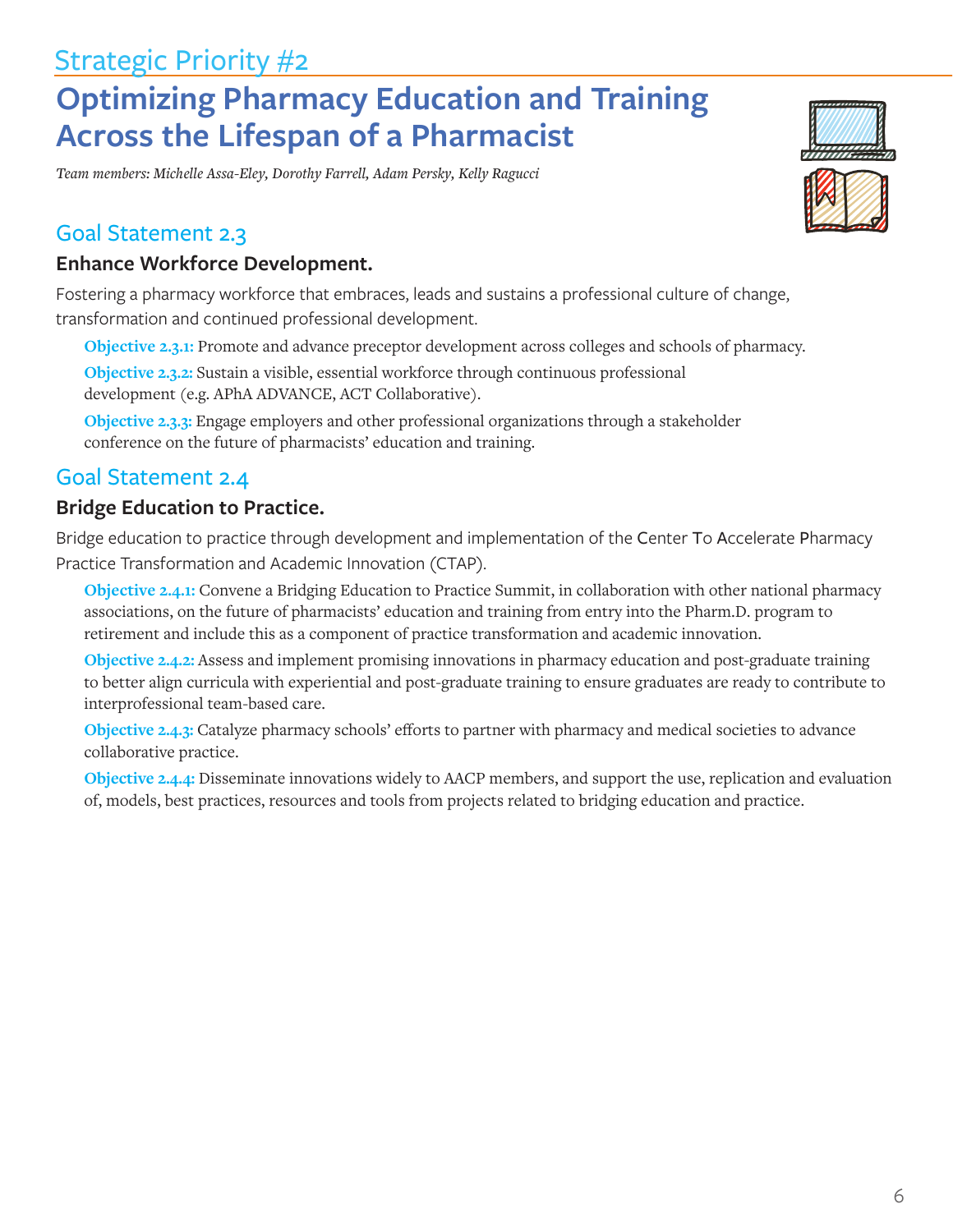## Strategic Priority #2

# Optimizing Pharmacy Education and Training Across the Lifespan of a Pharmacist

*Team members: Michelle Assa-Eley, Dorothy Farrell, Adam Persky, Kelly Ragucci*

## Goal Statement 2.3

### Enhance Workforce Development.

Fostering a pharmacy workforce that embraces, leads and sustains a professional culture of change, transformation and continued professional development.

**Objective 2.3.1:** Promote and advance preceptor development across colleges and schools of pharmacy.

**Objective 2.3.2:** Sustain a visible, essential workforce through continuous professional development (e.g. APhA ADVANCE, ACT Collaborative).

**Objective 2.3.3:** Engage employers and other professional organizations through a stakeholder conference on the future of pharmacists' education and training.

## Goal Statement 2.4

### Bridge Education to Practice.

Bridge education to practice through development and implementation of the Center To Accelerate Pharmacy Practice Transformation and Academic Innovation (CTAP).

**Objective 2.4.1:** Convene a Bridging Education to Practice Summit, in collaboration with other national pharmacy associations, on the future of pharmacists' education and training from entry into the Pharm.D. program to retirement and include this as a component of practice transformation and academic innovation.

**Objective 2.4.2:** Assess and implement promising innovations in pharmacy education and post-graduate training to better align curricula with experiential and post-graduate training to ensure graduates are ready to contribute to interprofessional team-based care.

**Objective 2.4.3:** Catalyze pharmacy schools' efforts to partner with pharmacy and medical societies to advance collaborative practice.

**Objective 2.4.4:** Disseminate innovations widely to AACP members, and support the use, replication and evaluation of, models, best practices, resources and tools from projects related to bridging education and practice.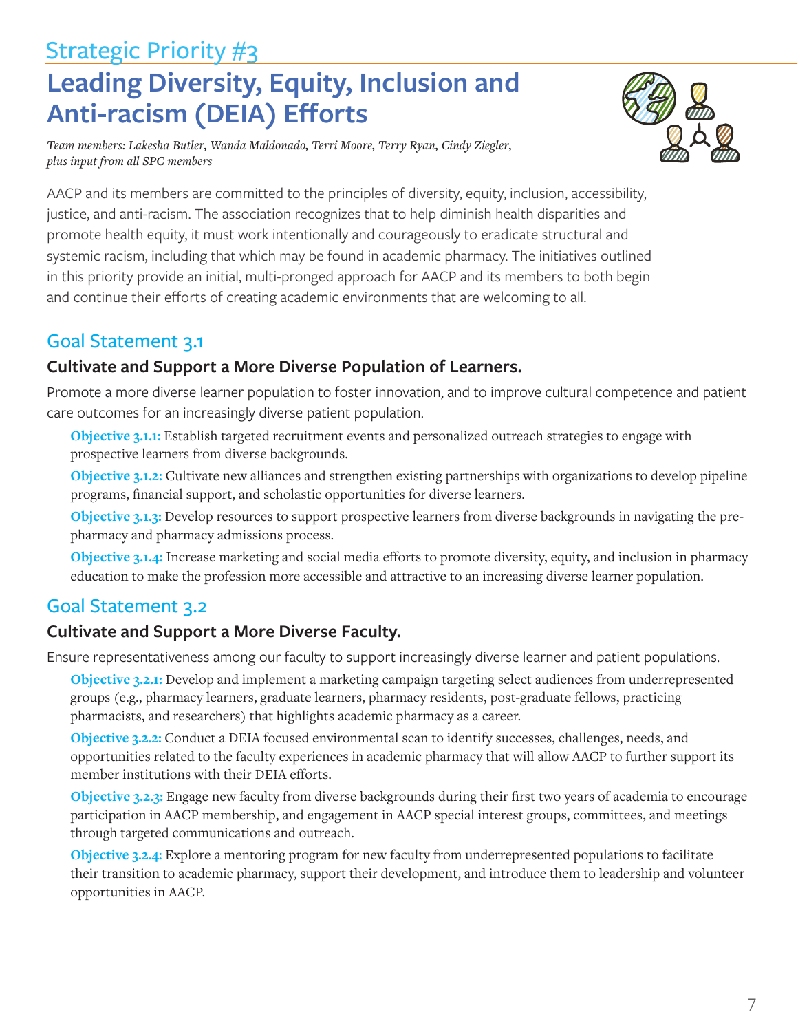## Strategic Priority #3

# Leading Diversity, Equity, Inclusion and Anti-racism (DEIA) Efforts

*Team members: Lakesha Butler, Wanda Maldonado, Terri Moore, Terry Ryan, Cindy Ziegler, plus input from all SPC members*

AACP and its members are committed to the principles of diversity, equity, inclusion, accessibility, justice, and anti-racism. The association recognizes that to help diminish health disparities and promote health equity, it must work intentionally and courageously to eradicate structural and systemic racism, including that which may be found in academic pharmacy. The initiatives outlined in this priority provide an initial, multi-pronged approach for AACP and its members to both begin and continue their efforts of creating academic environments that are welcoming to all.

## Goal Statement 3.1

### Cultivate and Support a More Diverse Population of Learners.

Promote a more diverse learner population to foster innovation, and to improve cultural competence and patient care outcomes for an increasingly diverse patient population.

**Objective 3.1.1:** Establish targeted recruitment events and personalized outreach strategies to engage with prospective learners from diverse backgrounds.

**Objective 3.1.2:** Cultivate new alliances and strengthen existing partnerships with organizations to develop pipeline programs, financial support, and scholastic opportunities for diverse learners.

**Objective 3.1.3:** Develop resources to support prospective learners from diverse backgrounds in navigating the pre-pharmacy and pharmacy admissions process.

**Objective 3.1.4:** Increase marketing and social media efforts to promote diversity, equity, and inclusion in pharmacy education to make the profession more accessible and attractive to an increasing diverse learner population.

## Goal Statement 3.2

### Cultivate and Support a More Diverse Faculty.

Ensure representativeness among our faculty to support increasingly diverse learner and patient populations.

**Objective 3.2.1:** Develop and implement a marketing campaign targeting select audiences from underrepresented groups (e.g., pharmacy learners, graduate learners, pharmacy residents, post-graduate fellows, practicing pharmacists, and researchers) that highlights academic pharmacy as a career.

**Objective 3.2.2:** Conduct a DEIA focused environmental scan to identify successes, challenges, needs, and opportunities related to the faculty experiences in academic pharmacy that will allow AACP to further support its member institutions with their DEIA efforts.

**Objective 3.2.3:** Engage new faculty from diverse backgrounds during their first two years of academia to encourage participation in AACP membership, and engagement in AACP special interest groups, committees, and meetings through targeted communications and outreach.

**Objective 3.2.4:** Explore a mentoring program for new faculty from underrepresented populations to facilitate their transition to academic pharmacy, support their development, and introduce them to leadership and volunteer opportunities in AACP.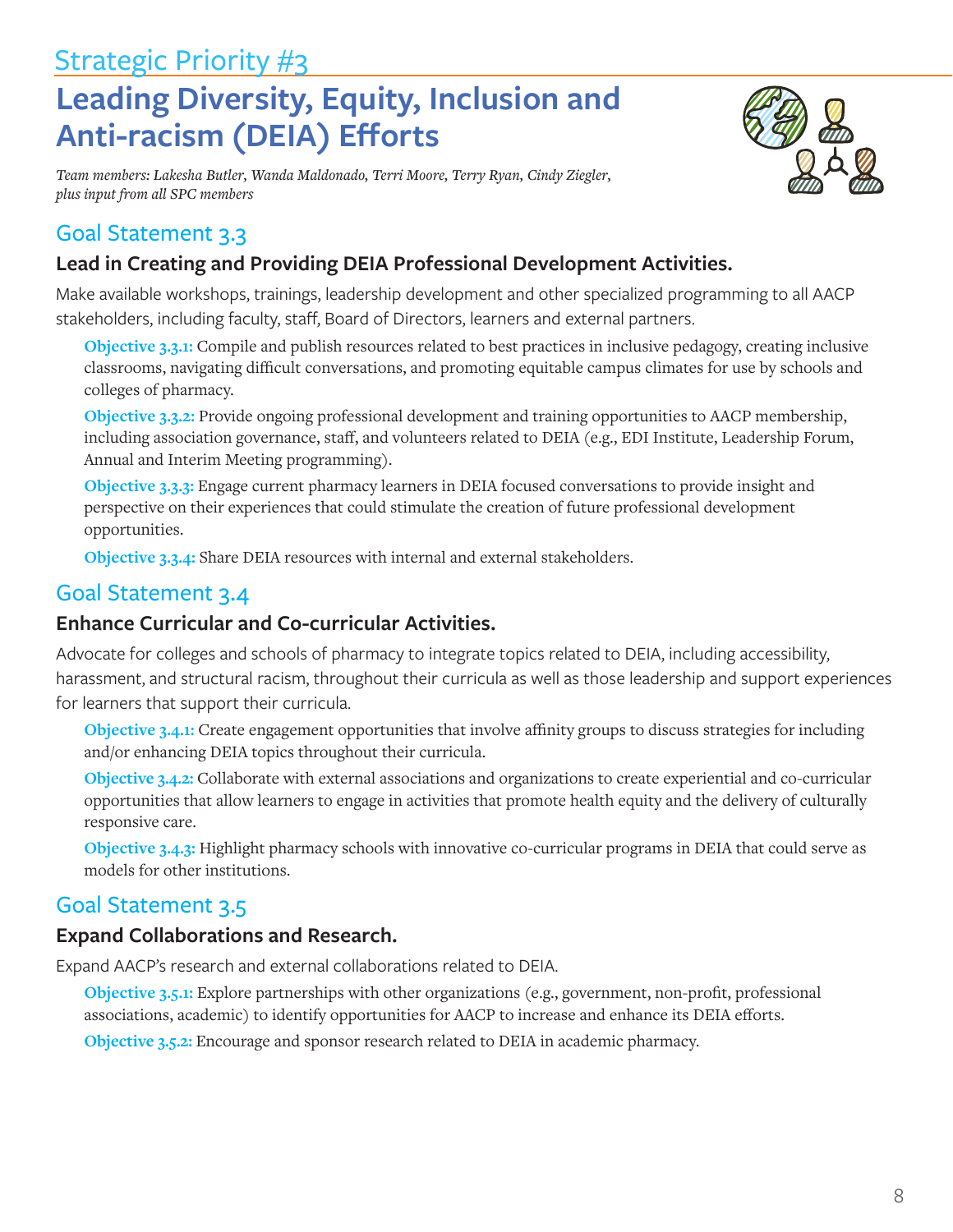## Strategic Priority #3

# Leading Diversity, Equity, Inclusion and Anti-racism (DEIA) Efforts

*Team members: Lakesha Butler, Wanda Maldonado, Terri Moore, Terry Ryan, Cindy Ziegler, plus input from all SPC members*

## Goal Statement 3.3

### Lead in Creating and Providing DEIA Professional Development Activities.

Make available workshops, trainings, leadership development and other specialized programming to all AACP stakeholders, including faculty, staff, Board of Directors, learners and external partners.

**Objective 3.3.1:** Compile and publish resources related to best practices in inclusive pedagogy, creating inclusive classrooms, navigating difficult conversations, and promoting equitable campus climates for use by schools and colleges of pharmacy.

**Objective 3.3.2:** Provide ongoing professional development and training opportunities to AACP membership, including association governance, staff, and volunteers related to DEIA (e.g., EDI Institute, Leadership Forum, Annual and Interim Meeting programming).

**Objective 3.3.3:** Engage current pharmacy learners in DEIA focused conversations to provide insight and perspective on their experiences that could stimulate the creation of future professional development opportunities.

**Objective 3.3.4:** Share DEIA resources with internal and external stakeholders.

## Goal Statement 3.4

### Enhance Curricular and Co-curricular Activities.

Advocate for colleges and schools of pharmacy to integrate topics related to DEIA, including accessibility, harassment, and structural racism, throughout their curricula as well as those leadership and support experiences for learners that support their curricula.

**Objective 3.4.1:** Create engagement opportunities that involve affinity groups to discuss strategies for including and/or enhancing DEIA topics throughout their curricula.

**Objective 3.4.2:** Collaborate with external associations and organizations to create experiential and co-curricular opportunities that allow learners to engage in activities that promote health equity and the delivery of culturally responsive care.

**Objective 3.4.3:** Highlight pharmacy schools with innovative co-curricular programs in DEIA that could serve as models for other institutions.

## Goal Statement 3.5

### Expand Collaborations and Research.

Expand AACP's research and external collaborations related to DEIA.

**Objective 3.5.1:** Explore partnerships with other organizations (e.g., government, non-profit, professional associations, academic) to identify opportunities for AACP to increase and enhance its DEIA efforts.

**Objective 3.5.2:** Encourage and sponsor research related to DEIA in academic pharmacy.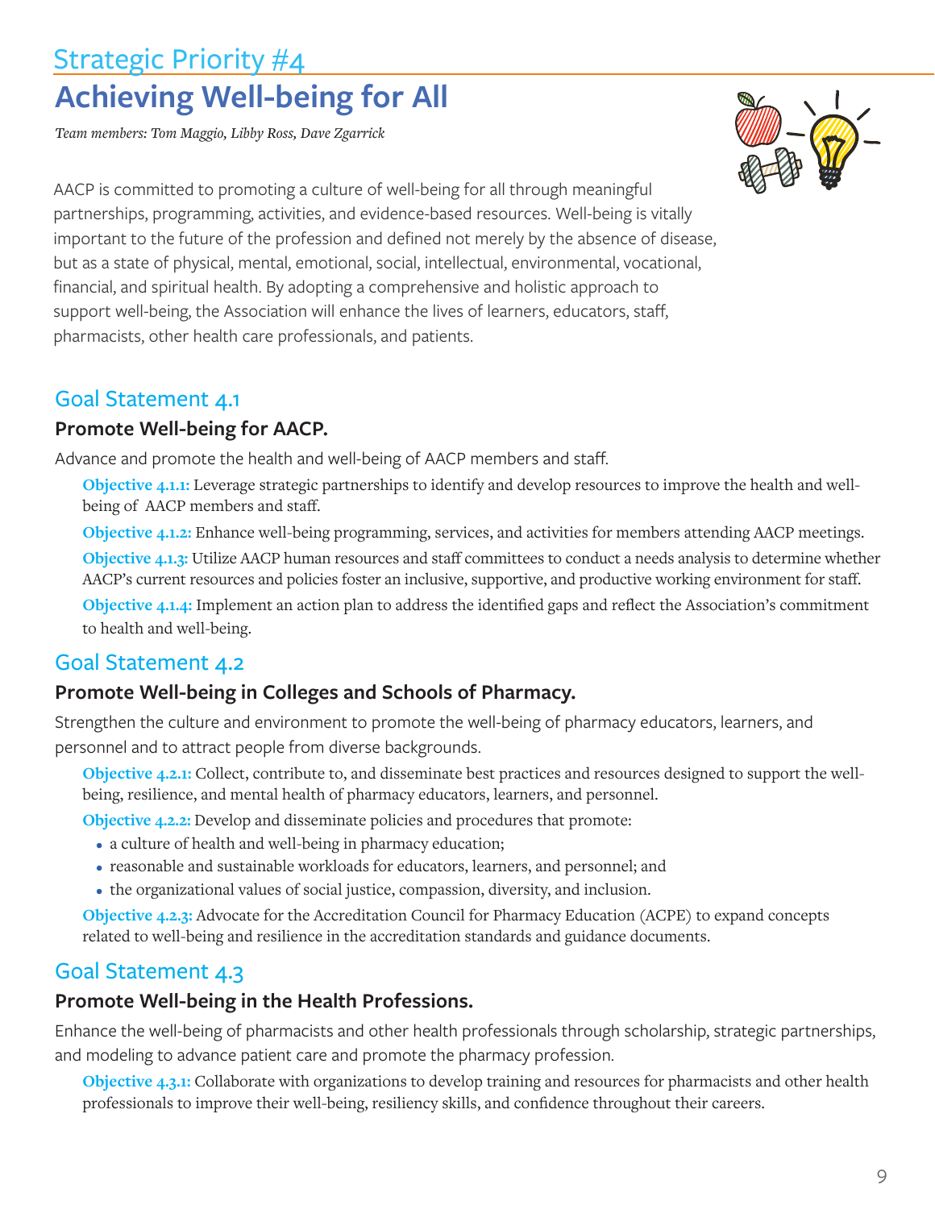## Strategic Priority #4

# Achieving Well-being for All

*Team members: Tom Maggio, Libby Ross, Dave Zgarrick*

AACP is committed to promoting a culture of well-being for all through meaningful partnerships, programming, activities, and evidence-based resources. Well-being is vitally important to the future of the profession and defined not merely by the absence of disease, but as a state of physical, mental, emotional, social, intellectual, environmental, vocational, financial, and spiritual health. By adopting a comprehensive and holistic approach to support well-being, the Association will enhance the lives of learners, educators, staff, pharmacists, other health care professionals, and patients.

## Goal Statement 4.1

### Promote Well-being for AACP.

Advance and promote the health and well-being of AACP members and staff.

**Objective 4.1.1:** Leverage strategic partnerships to identify and develop resources to improve the health and well-being of AACP members and staff.

**Objective 4.1.2:** Enhance well-being programming, services, and activities for members attending AACP meetings.

**Objective 4.1.3:** Utilize AACP human resources and staff committees to conduct a needs analysis to determine whether AACP's current resources and policies foster an inclusive, supportive, and productive working environment for staff.

**Objective 4.1.4:** Implement an action plan to address the identified gaps and reflect the Association's commitment to health and well-being.

## Goal Statement 4.2

### Promote Well-being in Colleges and Schools of Pharmacy.

Strengthen the culture and environment to promote the well-being of pharmacy educators, learners, and personnel and to attract people from diverse backgrounds.

**Objective 4.2.1:** Collect, contribute to, and disseminate best practices and resources designed to support the well-being, resilience, and mental health of pharmacy educators, learners, and personnel.

**Objective 4.2.2:** Develop and disseminate policies and procedures that promote:

- a culture of health and well-being in pharmacy education;
- reasonable and sustainable workloads for educators, learners, and personnel; and
- the organizational values of social justice, compassion, diversity, and inclusion.

**Objective 4.2.3:** Advocate for the Accreditation Council for Pharmacy Education (ACPE) to expand concepts related to well-being and resilience in the accreditation standards and guidance documents.

## Goal Statement 4.3

### Promote Well-being in the Health Professions.

Enhance the well-being of pharmacists and other health professionals through scholarship, strategic partnerships, and modeling to advance patient care and promote the pharmacy profession.

**Objective 4.3.1:** Collaborate with organizations to develop training and resources for pharmacists and other health professionals to improve their well-being, resiliency skills, and confidence throughout their careers.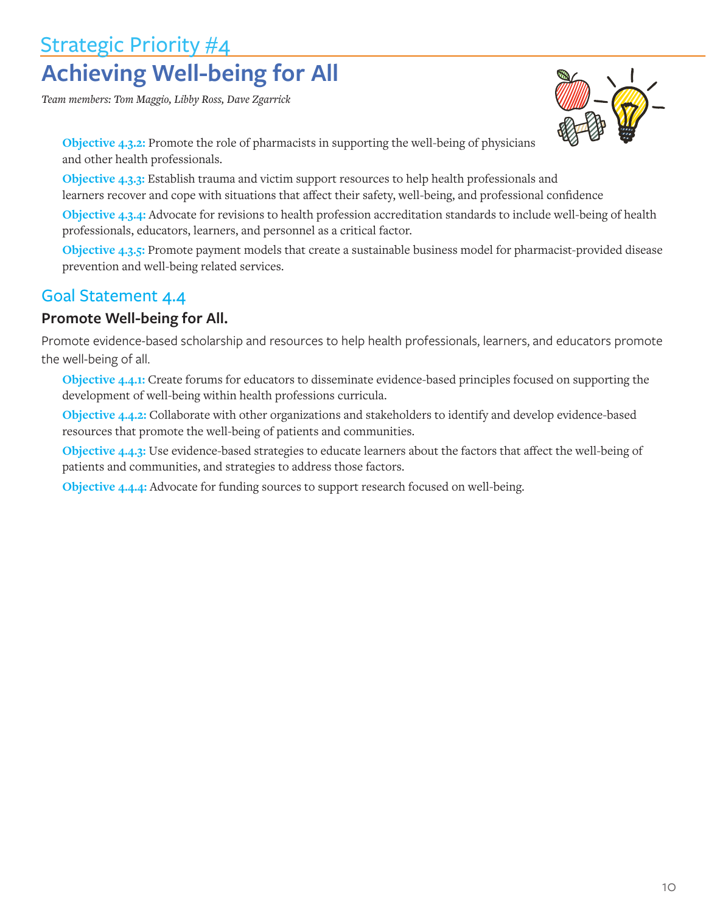## Strategic Priority #4

# Achieving Well-being for All

*Team members: Tom Maggio, Libby Ross, Dave Zgarrick*

**Objective 4.3.2:** Promote the role of pharmacists in supporting the well-being of physicians and other health professionals.

**Objective 4.3.3:** Establish trauma and victim support resources to help health professionals and learners recover and cope with situations that affect their safety, well-being, and professional confidence

**Objective 4.3.4:** Advocate for revisions to health profession accreditation standards to include well-being of health professionals, educators, learners, and personnel as a critical factor.

**Objective 4.3.5:** Promote payment models that create a sustainable business model for pharmacist-provided disease prevention and well-being related services.

## Goal Statement 4.4

### Promote Well-being for All.

Promote evidence-based scholarship and resources to help health professionals, learners, and educators promote the well-being of all.

**Objective 4.4.1:** Create forums for educators to disseminate evidence-based principles focused on supporting the development of well-being within health professions curricula.

**Objective 4.4.2:** Collaborate with other organizations and stakeholders to identify and develop evidence-based resources that promote the well-being of patients and communities.

**Objective 4.4.3:** Use evidence-based strategies to educate learners about the factors that affect the well-being of patients and communities, and strategies to address those factors.

**Objective 4.4.4:** Advocate for funding sources to support research focused on well-being.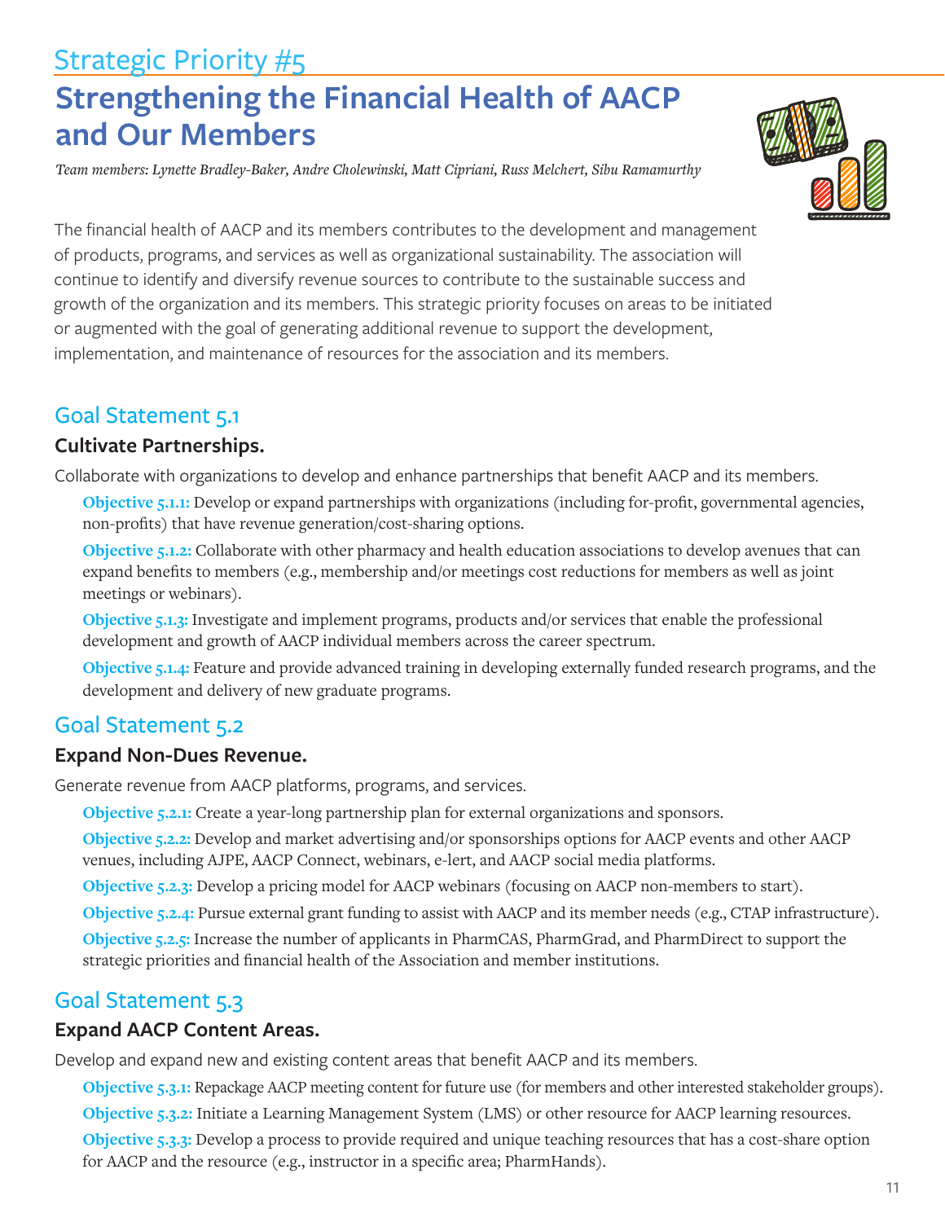## Strategic Priority #5

# Strengthening the Financial Health of AACP and Our Members

*Team members: Lynette Bradley-Baker, Andre Cholewinski, Matt Cipriani, Russ Melchert, Sibu Ramamurthy*

The financial health of AACP and its members contributes to the development and management of products, programs, and services as well as organizational sustainability. The association will continue to identify and diversify revenue sources to contribute to the sustainable success and growth of the organization and its members. This strategic priority focuses on areas to be initiated or augmented with the goal of generating additional revenue to support the development, implementation, and maintenance of resources for the association and its members.

## Goal Statement 5.1

### Cultivate Partnerships.

Collaborate with organizations to develop and enhance partnerships that benefit AACP and its members.

**Objective 5.1.1:** Develop or expand partnerships with organizations (including for-profit, governmental agencies, non-profits) that have revenue generation/cost-sharing options.

**Objective 5.1.2:** Collaborate with other pharmacy and health education associations to develop avenues that can expand benefits to members (e.g., membership and/or meetings cost reductions for members as well as joint meetings or webinars).

**Objective 5.1.3:** Investigate and implement programs, products and/or services that enable the professional development and growth of AACP individual members across the career spectrum.

**Objective 5.1.4:** Feature and provide advanced training in developing externally funded research programs, and the development and delivery of new graduate programs.

## Goal Statement 5.2

### Expand Non-Dues Revenue.

Generate revenue from AACP platforms, programs, and services.

**Objective 5.2.1:** Create a year-long partnership plan for external organizations and sponsors.

**Objective 5.2.2:** Develop and market advertising and/or sponsorships options for AACP events and other AACP venues, including AJPE, AACP Connect, webinars, e-lert, and AACP social media platforms.

**Objective 5.2.3:** Develop a pricing model for AACP webinars (focusing on AACP non-members to start).

**Objective 5.2.4:** Pursue external grant funding to assist with AACP and its member needs (e.g., CTAP infrastructure).

**Objective 5.2.5:** Increase the number of applicants in PharmCAS, PharmGrad, and PharmDirect to support the strategic priorities and financial health of the Association and member institutions.

## Goal Statement 5.3

### Expand AACP Content Areas.

Develop and expand new and existing content areas that benefit AACP and its members.

**Objective 5.3.1:** Repackage AACP meeting content for future use (for members and other interested stakeholder groups).

**Objective 5.3.2:** Initiate a Learning Management System (LMS) or other resource for AACP learning resources.

**Objective 5.3.3:** Develop a process to provide required and unique teaching resources that has a cost-share option for AACP and the resource (e.g., instructor in a specific area; PharmHands).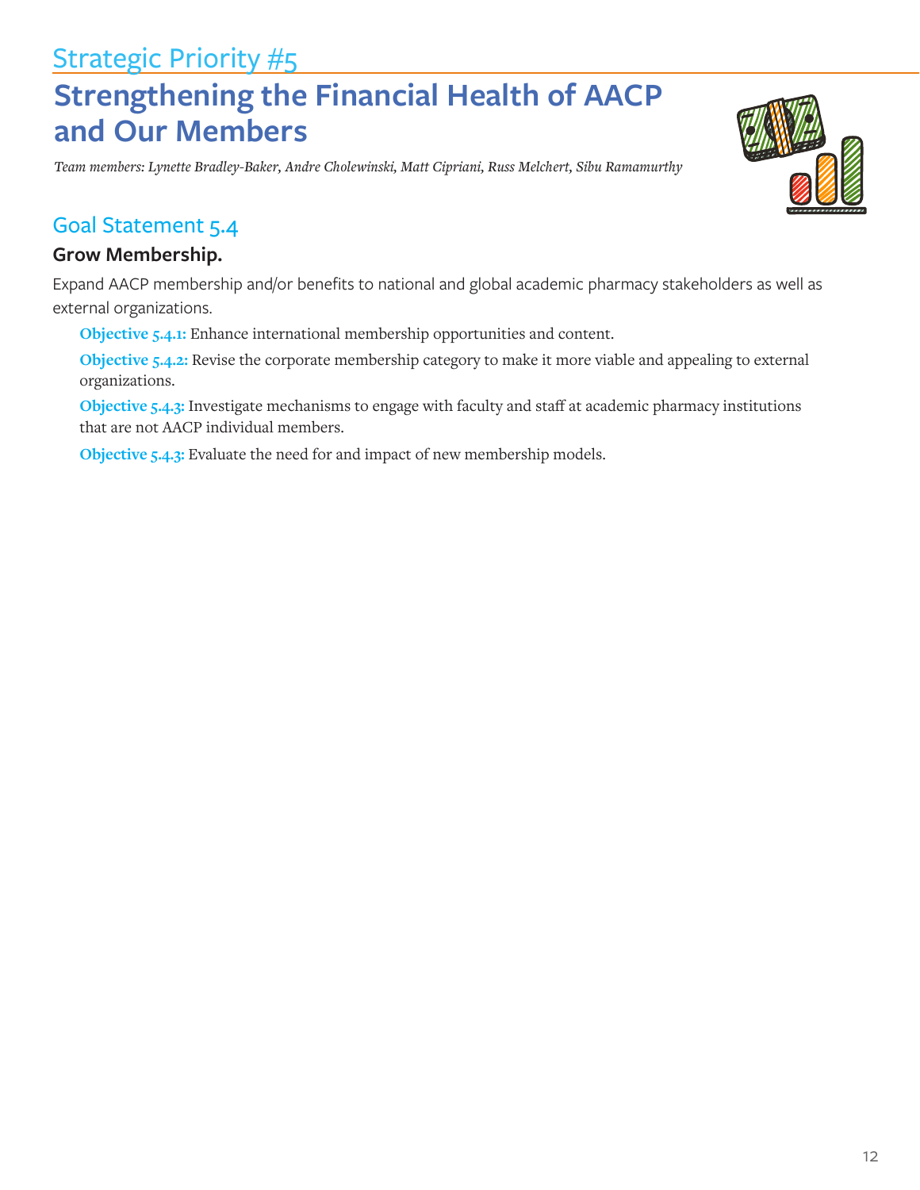## Strategic Priority #5

# Strengthening the Financial Health of AACP and Our Members

*Team members: Lynette Bradley-Baker, Andre Cholewinski, Matt Cipriani, Russ Melchert, Sibu Ramamurthy*

### Goal Statement 5.4

**Grow Membership.**

Expand AACP membership and/or benefits to national and global academic pharmacy stakeholders as well as external organizations.

**Objective 5.4.1:** Enhance international membership opportunities and content.

**Objective 5.4.2:** Revise the corporate membership category to make it more viable and appealing to external organizations.

**Objective 5.4.3:** Investigate mechanisms to engage with faculty and staff at academic pharmacy institutions that are not AACP individual members.

**Objective 5.4.3:** Evaluate the need for and impact of new membership models.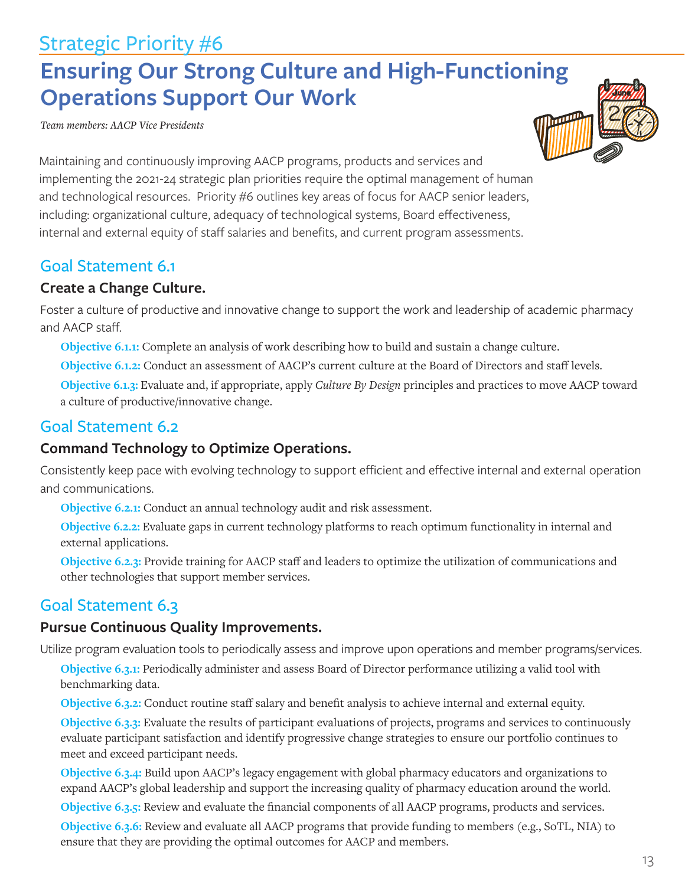# Strategic Priority #6

## Ensuring Our Strong Culture and High-Functioning Operations Support Our Work

*Team members: AACP Vice Presidents*

Maintaining and continuously improving AACP programs, products and services and implementing the 2021-24 strategic plan priorities require the optimal management of human and technological resources. Priority #6 outlines key areas of focus for AACP senior leaders, including: organizational culture, adequacy of technological systems, Board effectiveness, internal and external equity of staff salaries and benefits, and current program assessments.

## Goal Statement 6.1

### Create a Change Culture.

Foster a culture of productive and innovative change to support the work and leadership of academic pharmacy and AACP staff.

**Objective 6.1.1:** Complete an analysis of work describing how to build and sustain a change culture.

**Objective 6.1.2:** Conduct an assessment of AACP's current culture at the Board of Directors and staff levels.

**Objective 6.1.3:** Evaluate and, if appropriate, apply *Culture By Design* principles and practices to move AACP toward a culture of productive/innovative change.

## Goal Statement 6.2

### Command Technology to Optimize Operations.

Consistently keep pace with evolving technology to support efficient and effective internal and external operation and communications.

**Objective 6.2.1:** Conduct an annual technology audit and risk assessment.

**Objective 6.2.2:** Evaluate gaps in current technology platforms to reach optimum functionality in internal and external applications.

**Objective 6.2.3:** Provide training for AACP staff and leaders to optimize the utilization of communications and other technologies that support member services.

## Goal Statement 6.3

### Pursue Continuous Quality Improvements.

Utilize program evaluation tools to periodically assess and improve upon operations and member programs/services.

**Objective 6.3.1:** Periodically administer and assess Board of Director performance utilizing a valid tool with benchmarking data.

**Objective 6.3.2:** Conduct routine staff salary and benefit analysis to achieve internal and external equity.

**Objective 6.3.3:** Evaluate the results of participant evaluations of projects, programs and services to continuously evaluate participant satisfaction and identify progressive change strategies to ensure our portfolio continues to meet and exceed participant needs.

**Objective 6.3.4:** Build upon AACP's legacy engagement with global pharmacy educators and organizations to expand AACP's global leadership and support the increasing quality of pharmacy education around the world.

**Objective 6.3.5:** Review and evaluate the financial components of all AACP programs, products and services.

**Objective 6.3.6:** Review and evaluate all AACP programs that provide funding to members (e.g., SoTL, NIA) to ensure that they are providing the optimal outcomes for AACP and members.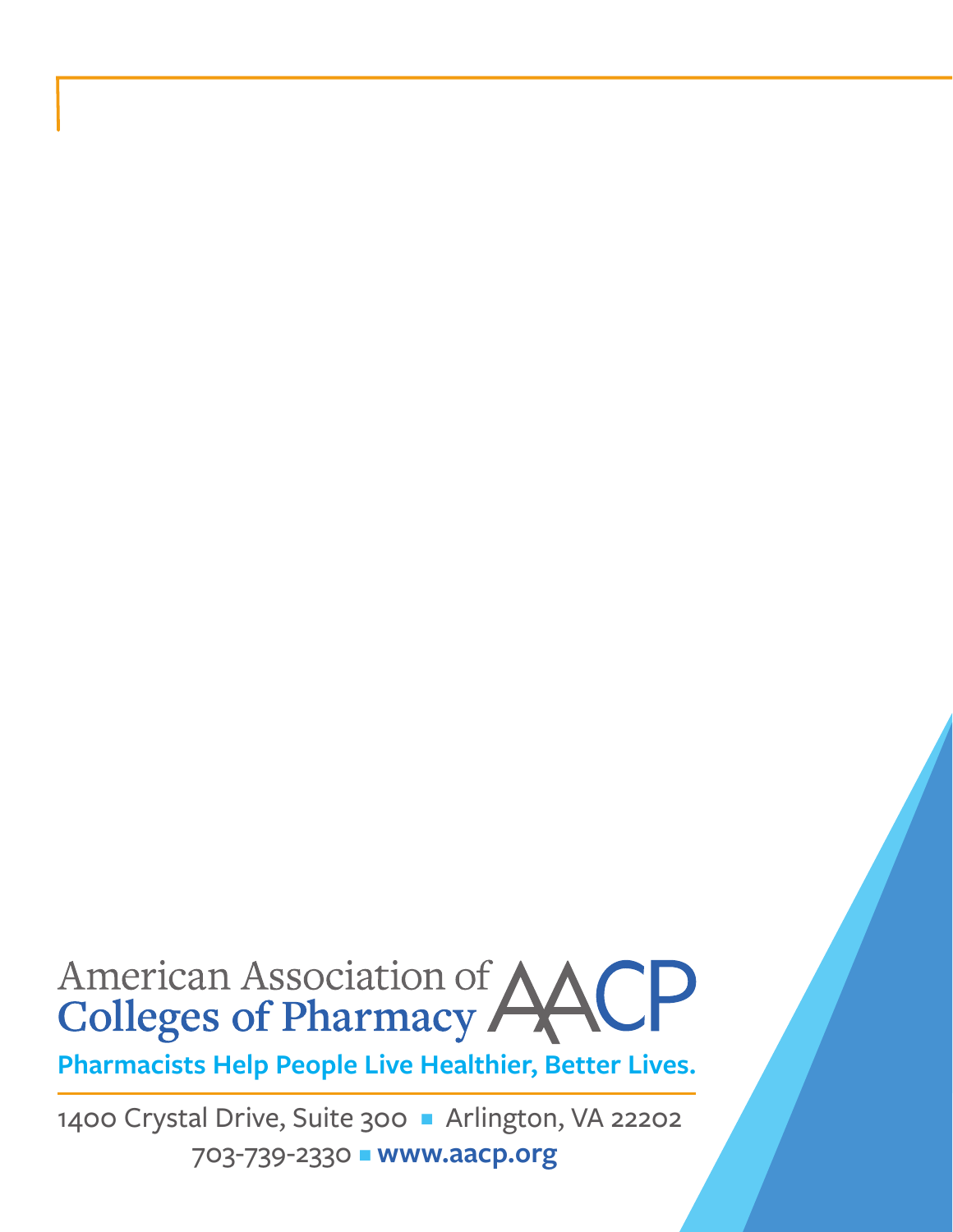American Association of
Colleges of Pharmacy

AACP

**Pharmacists Help People Live Healthier, Better Lives.**

1400 Crystal Drive, Suite 300 ▪ Arlington, VA 22202
703-739-2330 ▪ **www.aacp.org**